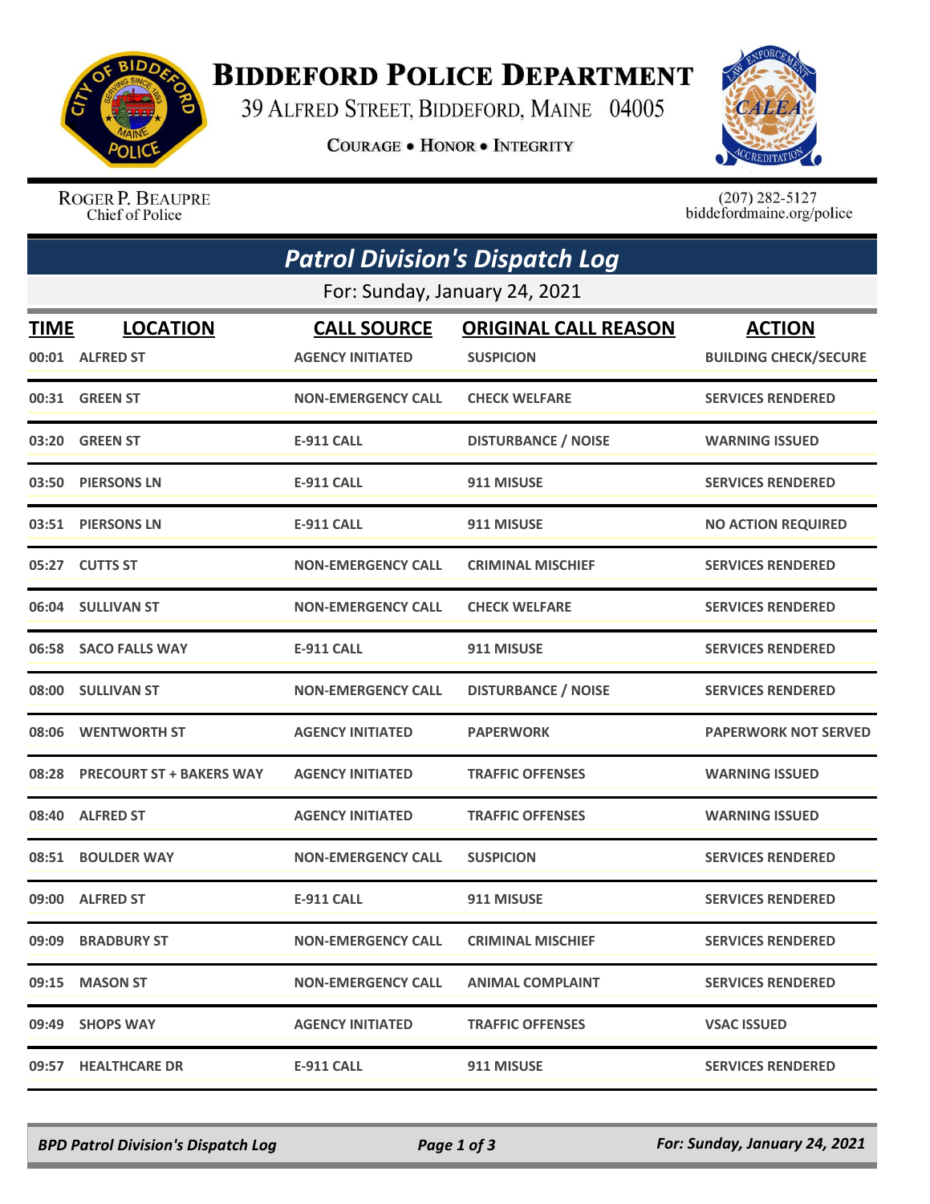# BIDDEFORD POLICE DEPARTMENT

39 ALFRED STREET, BIDDEFORD, MAINE 04005

COURAGE • HONOR • INTEGRITY

ROGER P. BEAUPRE
Chief of Police

(207) 282-5127
biddefordmaine.org/police

## Patrol Division's Dispatch Log

For: Sunday, January 24, 2021

| TIME | LOCATION | CALL SOURCE | ORIGINAL CALL REASON | ACTION |
|---|---|---|---|---|
| 00:01 | ALFRED ST | AGENCY INITIATED | SUSPICION | BUILDING CHECK/SECURE |
| 00:31 | GREEN ST | NON-EMERGENCY CALL | CHECK WELFARE | SERVICES RENDERED |
| 03:20 | GREEN ST | E-911 CALL | DISTURBANCE / NOISE | WARNING ISSUED |
| 03:50 | PIERSONS LN | E-911 CALL | 911 MISUSE | SERVICES RENDERED |
| 03:51 | PIERSONS LN | E-911 CALL | 911 MISUSE | NO ACTION REQUIRED |
| 05:27 | CUTTS ST | NON-EMERGENCY CALL | CRIMINAL MISCHIEF | SERVICES RENDERED |
| 06:04 | SULLIVAN ST | NON-EMERGENCY CALL | CHECK WELFARE | SERVICES RENDERED |
| 06:58 | SACO FALLS WAY | E-911 CALL | 911 MISUSE | SERVICES RENDERED |
| 08:00 | SULLIVAN ST | NON-EMERGENCY CALL | DISTURBANCE / NOISE | SERVICES RENDERED |
| 08:06 | WENTWORTH ST | AGENCY INITIATED | PAPERWORK | PAPERWORK NOT SERVED |
| 08:28 | PRECOURT ST + BAKERS WAY | AGENCY INITIATED | TRAFFIC OFFENSES | WARNING ISSUED |
| 08:40 | ALFRED ST | AGENCY INITIATED | TRAFFIC OFFENSES | WARNING ISSUED |
| 08:51 | BOULDER WAY | NON-EMERGENCY CALL | SUSPICION | SERVICES RENDERED |
| 09:00 | ALFRED ST | E-911 CALL | 911 MISUSE | SERVICES RENDERED |
| 09:09 | BRADBURY ST | NON-EMERGENCY CALL | CRIMINAL MISCHIEF | SERVICES RENDERED |
| 09:15 | MASON ST | NON-EMERGENCY CALL | ANIMAL COMPLAINT | SERVICES RENDERED |
| 09:49 | SHOPS WAY | AGENCY INITIATED | TRAFFIC OFFENSES | VSAC ISSUED |
| 09:57 | HEALTHCARE DR | E-911 CALL | 911 MISUSE | SERVICES RENDERED |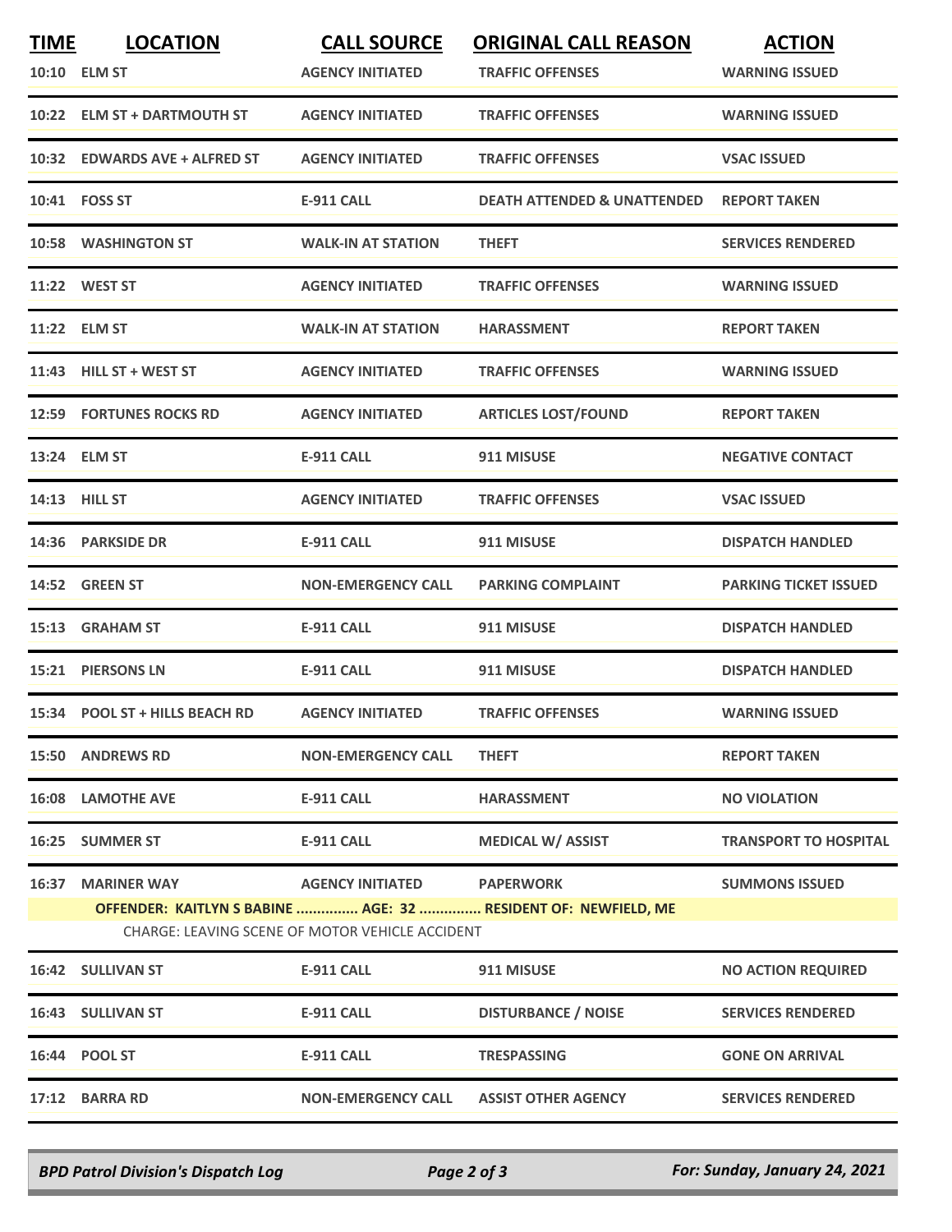| TIME | LOCATION | CALL SOURCE | ORIGINAL CALL REASON | ACTION |
|---|---|---|---|---|
| 10:10 | ELM ST | AGENCY INITIATED | TRAFFIC OFFENSES | WARNING ISSUED |
| 10:22 | ELM ST + DARTMOUTH ST | AGENCY INITIATED | TRAFFIC OFFENSES | WARNING ISSUED |
| 10:32 | EDWARDS AVE + ALFRED ST | AGENCY INITIATED | TRAFFIC OFFENSES | VSAC ISSUED |
| 10:41 | FOSS ST | E-911 CALL | DEATH ATTENDED & UNATTENDED | REPORT TAKEN |
| 10:58 | WASHINGTON ST | WALK-IN AT STATION | THEFT | SERVICES RENDERED |
| 11:22 | WEST ST | AGENCY INITIATED | TRAFFIC OFFENSES | WARNING ISSUED |
| 11:22 | ELM ST | WALK-IN AT STATION | HARASSMENT | REPORT TAKEN |
| 11:43 | HILL ST + WEST ST | AGENCY INITIATED | TRAFFIC OFFENSES | WARNING ISSUED |
| 12:59 | FORTUNES ROCKS RD | AGENCY INITIATED | ARTICLES LOST/FOUND | REPORT TAKEN |
| 13:24 | ELM ST | E-911 CALL | 911 MISUSE | NEGATIVE CONTACT |
| 14:13 | HILL ST | AGENCY INITIATED | TRAFFIC OFFENSES | VSAC ISSUED |
| 14:36 | PARKSIDE DR | E-911 CALL | 911 MISUSE | DISPATCH HANDLED |
| 14:52 | GREEN ST | NON-EMERGENCY CALL | PARKING COMPLAINT | PARKING TICKET ISSUED |
| 15:13 | GRAHAM ST | E-911 CALL | 911 MISUSE | DISPATCH HANDLED |
| 15:21 | PIERSONS LN | E-911 CALL | 911 MISUSE | DISPATCH HANDLED |
| 15:34 | POOL ST + HILLS BEACH RD | AGENCY INITIATED | TRAFFIC OFFENSES | WARNING ISSUED |
| 15:50 | ANDREWS RD | NON-EMERGENCY CALL | THEFT | REPORT TAKEN |
| 16:08 | LAMOTHE AVE | E-911 CALL | HARASSMENT | NO VIOLATION |
| 16:25 | SUMMER ST | E-911 CALL | MEDICAL W/ ASSIST | TRANSPORT TO HOSPITAL |
| 16:37 | MARINER WAY | AGENCY INITIATED | PAPERWORK | SUMMONS ISSUED |
| | **OFFENDER: KAITLYN S BABINE ............... AGE: 32 ............... RESIDENT OF: NEWFIELD, ME** | | | |
| | CHARGE: LEAVING SCENE OF MOTOR VEHICLE ACCIDENT | | | |
| 16:42 | SULLIVAN ST | E-911 CALL | 911 MISUSE | NO ACTION REQUIRED |
| 16:43 | SULLIVAN ST | E-911 CALL | DISTURBANCE / NOISE | SERVICES RENDERED |
| 16:44 | POOL ST | E-911 CALL | TRESPASSING | GONE ON ARRIVAL |
| 17:12 | BARRA RD | NON-EMERGENCY CALL | ASSIST OTHER AGENCY | SERVICES RENDERED |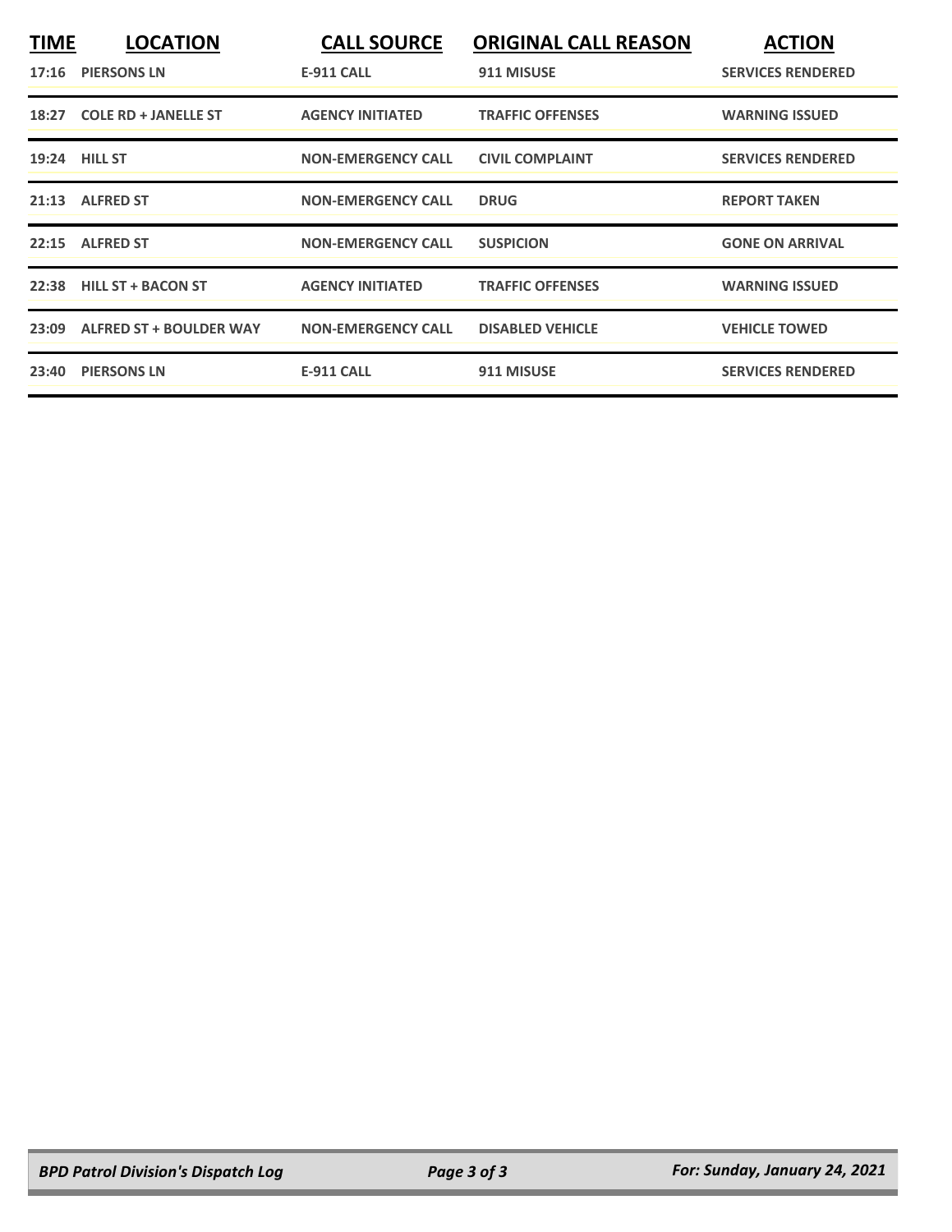| TIME | LOCATION | CALL SOURCE | ORIGINAL CALL REASON | ACTION |
|---|---|---|---|---|
| 17:16 | PIERSONS LN | E-911 CALL | 911 MISUSE | SERVICES RENDERED |
| 18:27 | COLE RD + JANELLE ST | AGENCY INITIATED | TRAFFIC OFFENSES | WARNING ISSUED |
| 19:24 | HILL ST | NON-EMERGENCY CALL | CIVIL COMPLAINT | SERVICES RENDERED |
| 21:13 | ALFRED ST | NON-EMERGENCY CALL | DRUG | REPORT TAKEN |
| 22:15 | ALFRED ST | NON-EMERGENCY CALL | SUSPICION | GONE ON ARRIVAL |
| 22:38 | HILL ST + BACON ST | AGENCY INITIATED | TRAFFIC OFFENSES | WARNING ISSUED |
| 23:09 | ALFRED ST + BOULDER WAY | NON-EMERGENCY CALL | DISABLED VEHICLE | VEHICLE TOWED |
| 23:40 | PIERSONS LN | E-911 CALL | 911 MISUSE | SERVICES RENDERED |